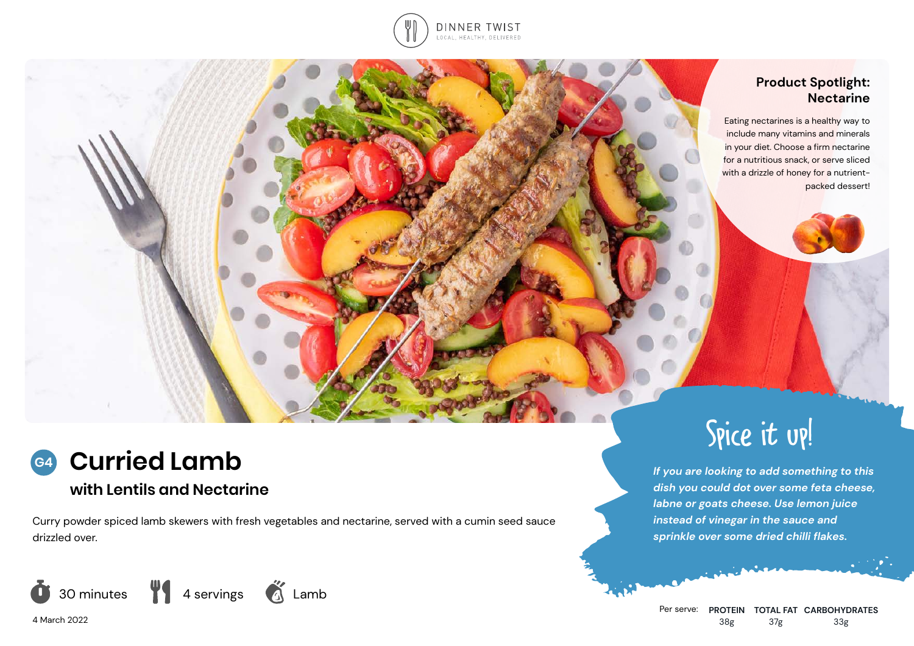DINNER TWIST
LOCAL, HEALTHY, DELIVERED

## Product Spotlight: Nectarine

Eating nectarines is a healthy way to include many vitamins and minerals in your diet. Choose a firm nectarine for a nutritious snack, or serve sliced with a drizzle of honey for a nutrient-packed dessert!

G4

# Curried Lamb

### with Lentils and Nectarine

Curry powder spiced lamb skewers with fresh vegetables and nectarine, served with a cumin seed sauce drizzled over.

30 minutes | 4 servings | Lamb

4 March 2022

## Spice it up!

*If you are looking to add something to this dish you could dot over some feta cheese, labne or goats cheese. Use lemon juice instead of vinegar in the sauce and sprinkle over some dried chilli flakes.*

| Per serve: | PROTEIN | TOTAL FAT | CARBOHYDRATES |
|---|---|---|---|
| | 38g | 37g | 33g |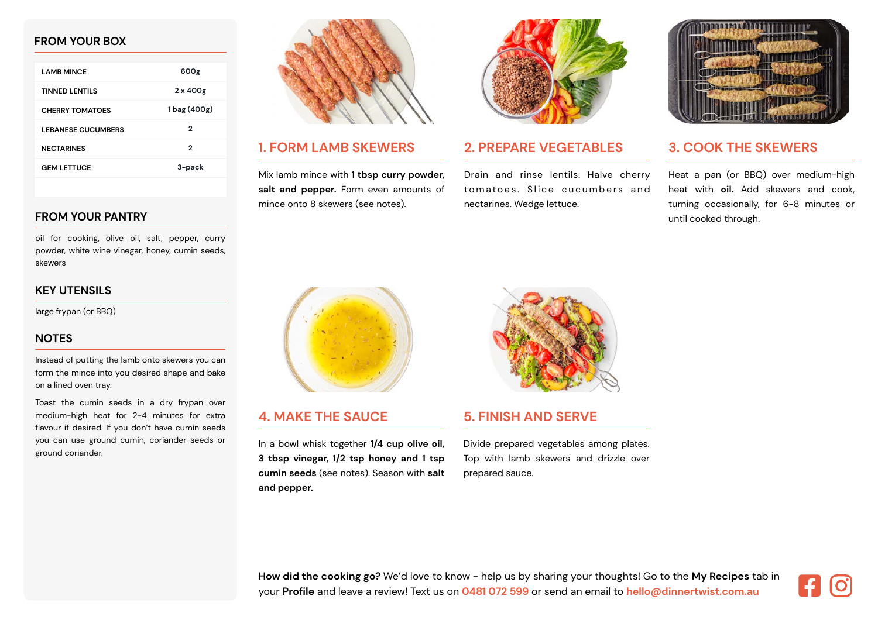## FROM YOUR BOX

| | |
|---|---|
| LAMB MINCE | 600g |
| TINNED LENTILS | 2 x 400g |
| CHERRY TOMATOES | 1 bag (400g) |
| LEBANESE CUCUMBERS | 2 |
| NECTARINES | 2 |
| GEM LETTUCE | 3-pack |

## FROM YOUR PANTRY

oil for cooking, olive oil, salt, pepper, curry powder, white wine vinegar, honey, cumin seeds, skewers

## KEY UTENSILS

large frypan (or BBQ)

## NOTES

Instead of putting the lamb onto skewers you can form the mince into you desired shape and bake on a lined oven tray.

Toast the cumin seeds in a dry frypan over medium-high heat for 2-4 minutes for extra flavour if desired. If you don't have cumin seeds you can use ground cumin, coriander seeds or ground coriander.

## 1. FORM LAMB SKEWERS

Mix lamb mince with **1 tbsp curry powder, salt and pepper.** Form even amounts of mince onto 8 skewers (see notes).

## 2. PREPARE VEGETABLES

Drain and rinse lentils. Halve cherry tomatoes. Slice cucumbers and nectarines. Wedge lettuce.

## 3. COOK THE SKEWERS

Heat a pan (or BBQ) over medium-high heat with **oil.** Add skewers and cook, turning occasionally, for 6-8 minutes or until cooked through.

## 4. MAKE THE SAUCE

In a bowl whisk together **1/4 cup olive oil, 3 tbsp vinegar, 1/2 tsp honey and 1 tsp cumin seeds** (see notes). Season with **salt and pepper.**

## 5. FINISH AND SERVE

Divide prepared vegetables among plates. Top with lamb skewers and drizzle over prepared sauce.

**How did the cooking go?** We'd love to know - help us by sharing your thoughts! Go to the **My Recipes** tab in your **Profile** and leave a review! Text us on 0481 072 599 or send an email to hello@dinnertwist.com.au